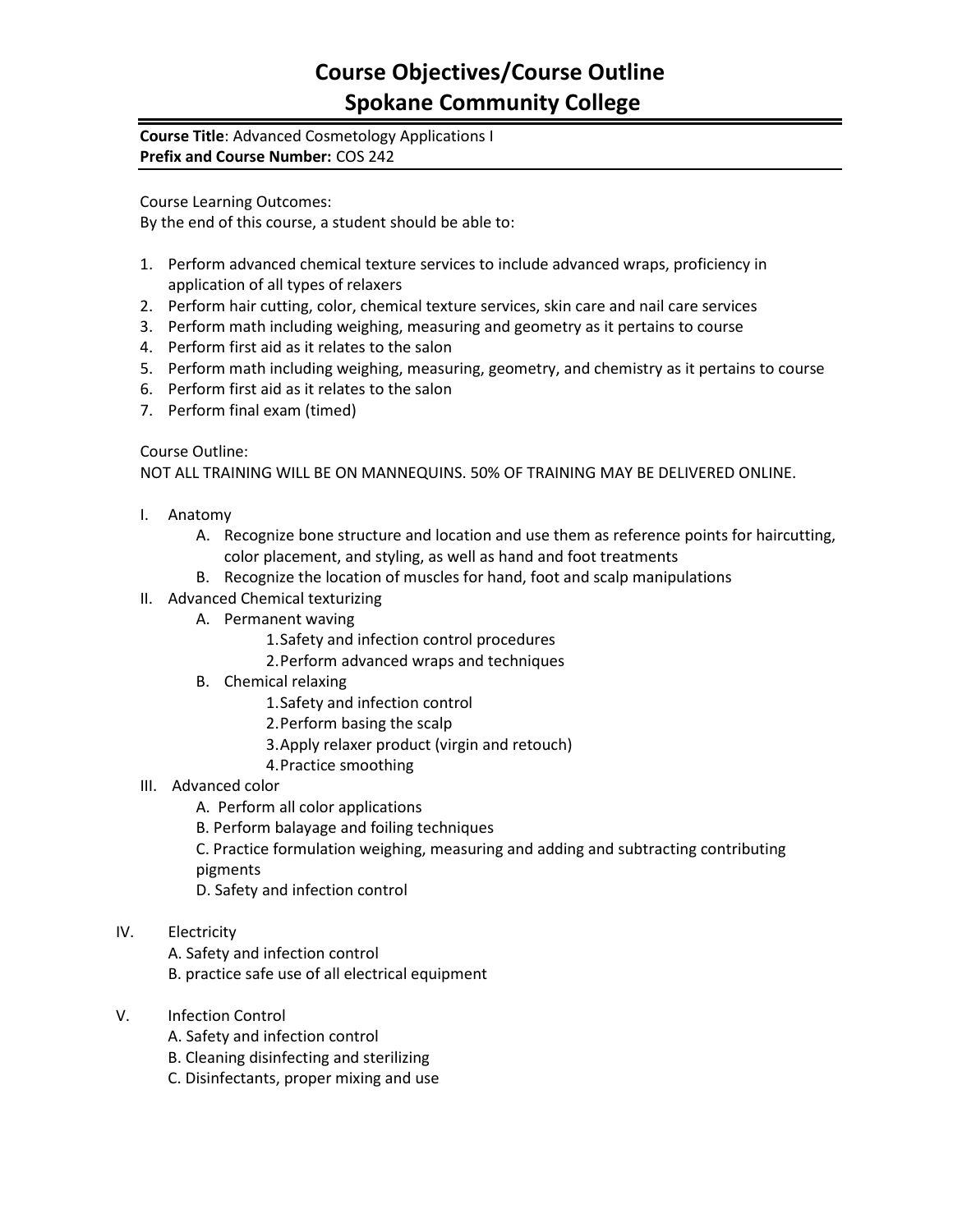# Course Objectives/Course Outline
# Spokane Community College

**Course Title**: Advanced Cosmetology Applications I
**Prefix and Course Number:** COS 242

Course Learning Outcomes:
By the end of this course, a student should be able to:

1. Perform advanced chemical texture services to include advanced wraps, proficiency in application of all types of relaxers
2. Perform hair cutting, color, chemical texture services, skin care and nail care services
3. Perform math including weighing, measuring and geometry as it pertains to course
4. Perform first aid as it relates to the salon
5. Perform math including weighing, measuring, geometry, and chemistry as it pertains to course
6. Perform first aid as it relates to the salon
7. Perform final exam (timed)

Course Outline:
NOT ALL TRAINING WILL BE ON MANNEQUINS. 50% OF TRAINING MAY BE DELIVERED ONLINE.

I. Anatomy
   A. Recognize bone structure and location and use them as reference points for haircutting, color placement, and styling, as well as hand and foot treatments
   B. Recognize the location of muscles for hand, foot and scalp manipulations
II. Advanced Chemical texturizing
   A. Permanent waving
      1. Safety and infection control procedures
      2. Perform advanced wraps and techniques
   B. Chemical relaxing
      1. Safety and infection control
      2. Perform basing the scalp
      3. Apply relaxer product (virgin and retouch)
      4. Practice smoothing
III. Advanced color
   A. Perform all color applications
   B. Perform balayage and foiling techniques
   C. Practice formulation weighing, measuring and adding and subtracting contributing pigments
   D. Safety and infection control

IV. Electricity
   A. Safety and infection control
   B. practice safe use of all electrical equipment

V. Infection Control
   A. Safety and infection control
   B. Cleaning disinfecting and sterilizing
   C. Disinfectants, proper mixing and use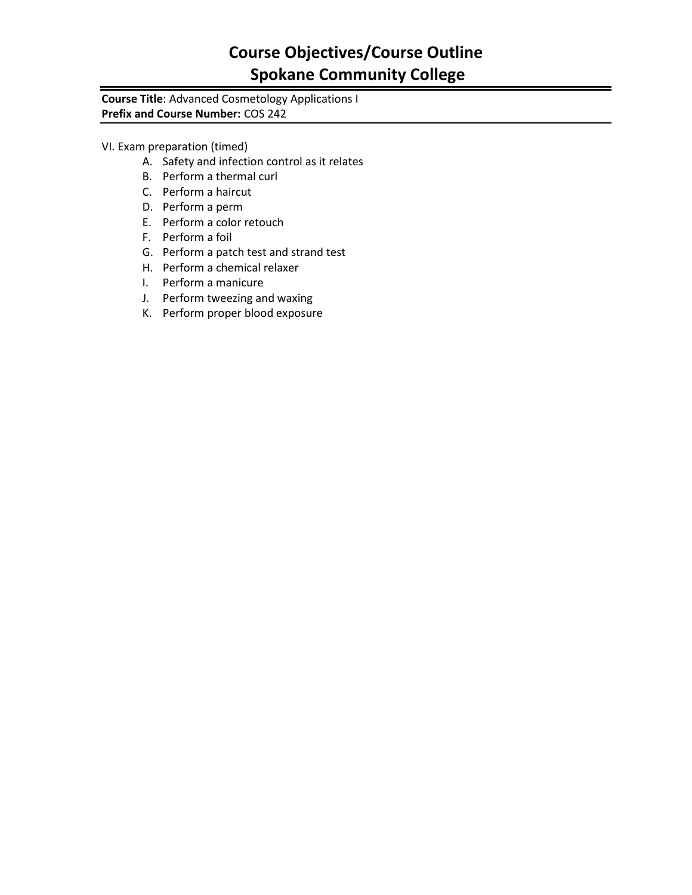VI. Exam preparation (timed)

- A. Safety and infection control as it relates
- B. Perform a thermal curl
- C. Perform a haircut
- D. Perform a perm
- E. Perform a color retouch
- F. Perform a foil
- G. Perform a patch test and strand test
- H. Perform a chemical relaxer
- I. Perform a manicure
- J. Perform tweezing and waxing
- K. Perform proper blood exposure